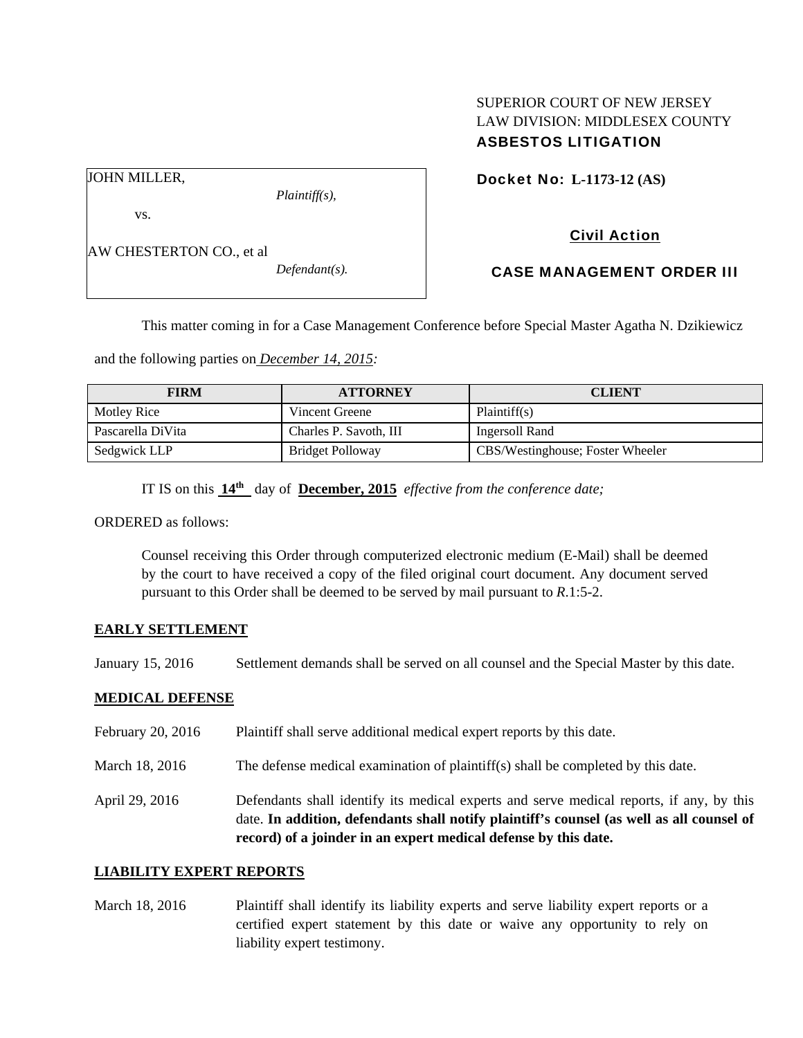SUPERIOR COURT OF NEW JERSEY
LAW DIVISION: MIDDLESEX COUNTY
**ASBESTOS LITIGATION**

JOHN MILLER,
*Plaintiff(s),*

vs.

AW CHESTERTON CO., et al
*Defendant(s).*

**Docket No: L-1173-12 (AS)**

**Civil Action**

**CASE MANAGEMENT ORDER III**

This matter coming in for a Case Management Conference before Special Master Agatha N. Dzikiewicz and the following parties on *December 14, 2015:*

| FIRM | ATTORNEY | CLIENT |
|---|---|---|
| Motley Rice | Vincent Greene | Plaintiff(s) |
| Pascarella DiVita | Charles P. Savoth, III | Ingersoll Rand |
| Sedgwick LLP | Bridget Polloway | CBS/Westinghouse; Foster Wheeler |

IT IS on this **14th** day of **December, 2015** *effective from the conference date;*

ORDERED as follows:

Counsel receiving this Order through computerized electronic medium (E-Mail) shall be deemed by the court to have received a copy of the filed original court document. Any document served pursuant to this Order shall be deemed to be served by mail pursuant to *R*.1:5-2.

**EARLY SETTLEMENT**

January 15, 2016 Settlement demands shall be served on all counsel and the Special Master by this date.

**MEDICAL DEFENSE**

February 20, 2016 Plaintiff shall serve additional medical expert reports by this date.

March 18, 2016 The defense medical examination of plaintiff(s) shall be completed by this date.

April 29, 2016 Defendants shall identify its medical experts and serve medical reports, if any, by this date. **In addition, defendants shall notify plaintiff's counsel (as well as all counsel of record) of a joinder in an expert medical defense by this date.**

**LIABILITY EXPERT REPORTS**

March 18, 2016 Plaintiff shall identify its liability experts and serve liability expert reports or a certified expert statement by this date or waive any opportunity to rely on liability expert testimony.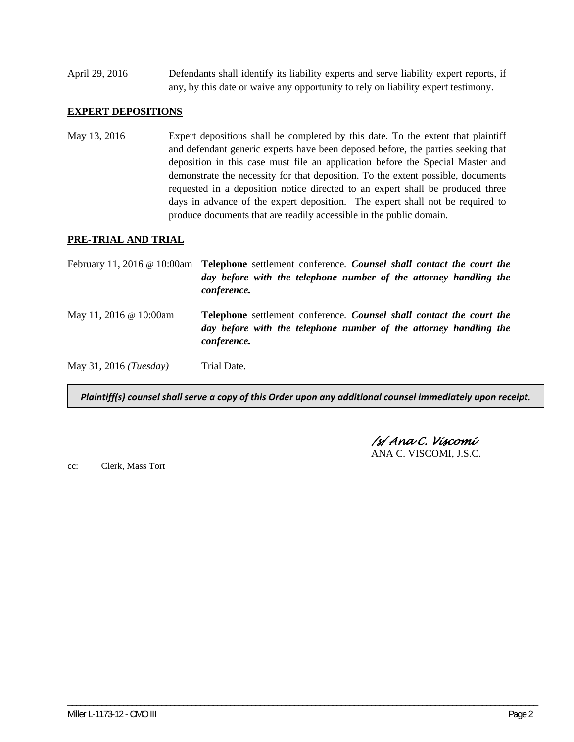| | |
|---|---|
| April 29, 2016 | Defendants shall identify its liability experts and serve liability expert reports, if any, by this date or waive any opportunity to rely on liability expert testimony. |

**EXPERT DEPOSITIONS**

| | |
|---|---|
| May 13, 2016 | Expert depositions shall be completed by this date. To the extent that plaintiff and defendant generic experts have been deposed before, the parties seeking that deposition in this case must file an application before the Special Master and demonstrate the necessity for that deposition. To the extent possible, documents requested in a deposition notice directed to an expert shall be produced three days in advance of the expert deposition. The expert shall not be required to produce documents that are readily accessible in the public domain. |

**PRE-TRIAL AND TRIAL**

| | |
|---|---|
| February 11, 2016 @ 10:00am | **Telephone** settlement conference. ***Counsel shall contact the court the day before with the telephone number of the attorney handling the conference.*** |
| May 11, 2016 @ 10:00am | **Telephone** settlement conference. ***Counsel shall contact the court the day before with the telephone number of the attorney handling the conference.*** |
| May 31, 2016 *(Tuesday)* | Trial Date. |

***Plaintiff(s) counsel shall serve a copy of this Order upon any additional counsel immediately upon receipt.***

*/s/ Ana C. Viscomi*
ANA C. VISCOMI, J.S.C.

cc: Clerk, Mass Tort